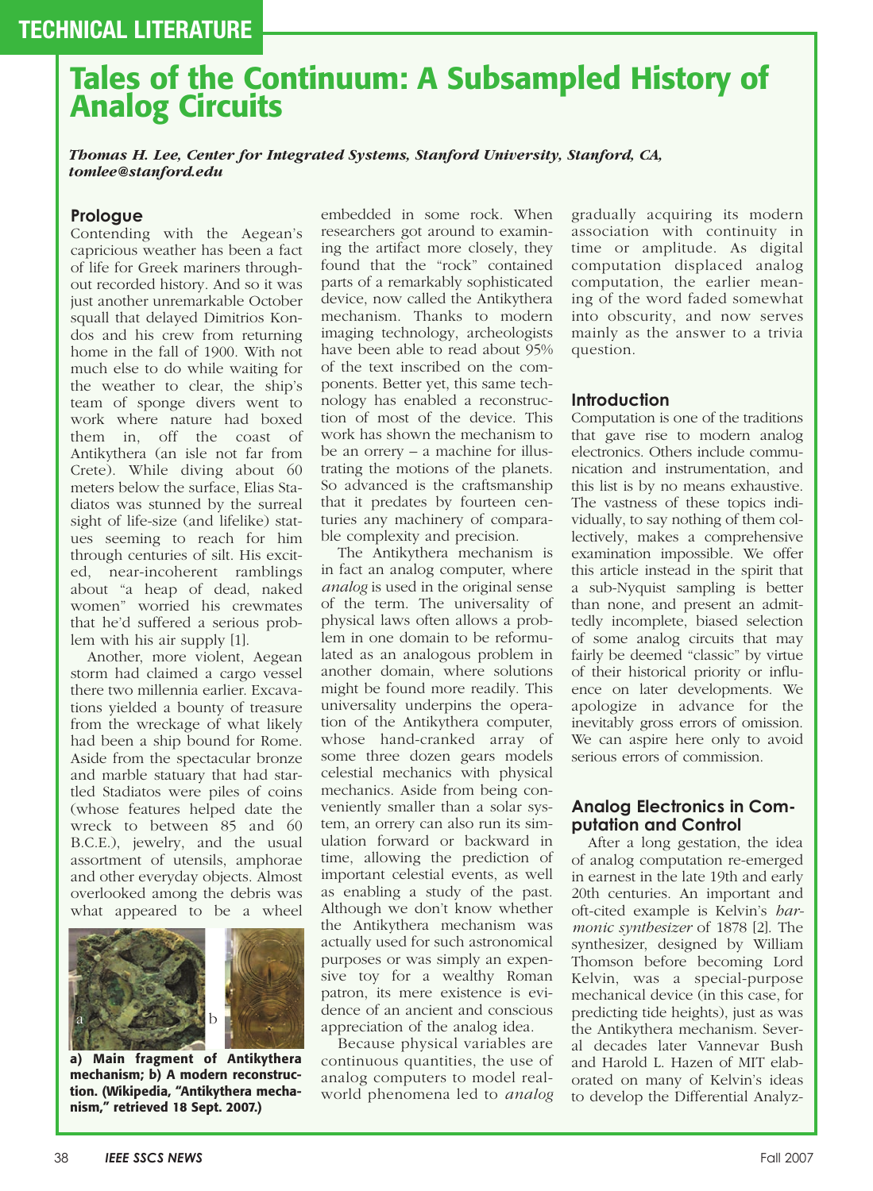TECHNICAL LITERATURE

# Tales of the Continuum: A Subsampled History of Analog Circuits

*Thomas H. Lee, Center for Integrated Systems, Stanford University, Stanford, CA, tomlee@stanford.edu*

## Prologue

Contending with the Aegean's capricious weather has been a fact of life for Greek mariners throughout recorded history. And so it was just another unremarkable October squall that delayed Dimitrios Kondos and his crew from returning home in the fall of 1900. With not much else to do while waiting for the weather to clear, the ship's team of sponge divers went to work where nature had boxed them in, off the coast of Antikythera (an isle not far from Crete). While diving about 60 meters below the surface, Elias Stadiatos was stunned by the surreal sight of life-size (and lifelike) statues seeming to reach for him through centuries of silt. His excited, near-incoherent ramblings about "a heap of dead, naked women" worried his crewmates that he'd suffered a serious problem with his air supply [1].

Another, more violent, Aegean storm had claimed a cargo vessel there two millennia earlier. Excavations yielded a bounty of treasure from the wreckage of what likely had been a ship bound for Rome. Aside from the spectacular bronze and marble statuary that had startled Stadiatos were piles of coins (whose features helped date the wreck to between 85 and 60 B.C.E.), jewelry, and the usual assortment of utensils, amphorae and other everyday objects. Almost overlooked among the debris was what appeared to be a wheel embedded in some rock. When researchers got around to examining the artifact more closely, they found that the "rock" contained parts of a remarkably sophisticated device, now called the Antikythera mechanism. Thanks to modern imaging technology, archeologists have been able to read about 95% of the text inscribed on the components. Better yet, this same technology has enabled a reconstruction of most of the device. This work has shown the mechanism to be an orrery – a machine for illustrating the motions of the planets. So advanced is the craftsmanship that it predates by fourteen centuries any machinery of comparable complexity and precision.

**a) Main fragment of Antikythera mechanism; b) A modern reconstruction. (Wikipedia, "Antikythera mechanism," retrieved 18 Sept. 2007.)**

The Antikythera mechanism is in fact an analog computer, where *analog* is used in the original sense of the term. The universality of physical laws often allows a problem in one domain to be reformulated as an analogous problem in another domain, where solutions might be found more readily. This universality underpins the operation of the Antikythera computer, whose hand-cranked array of some three dozen gears models celestial mechanics with physical mechanics. Aside from being conveniently smaller than a solar system, an orrery can also run its simulation forward or backward in time, allowing the prediction of important celestial events, as well as enabling a study of the past. Although we don't know whether the Antikythera mechanism was actually used for such astronomical purposes or was simply an expensive toy for a wealthy Roman patron, its mere existence is evidence of an ancient and conscious appreciation of the analog idea.

Because physical variables are continuous quantities, the use of analog computers to model real-world phenomena led to *analog* gradually acquiring its modern association with continuity in time or amplitude. As digital computation displaced analog computation, the earlier meaning of the word faded somewhat into obscurity, and now serves mainly as the answer to a trivia question.

## Introduction

Computation is one of the traditions that gave rise to modern analog electronics. Others include communication and instrumentation, and this list is by no means exhaustive. The vastness of these topics individually, to say nothing of them collectively, makes a comprehensive examination impossible. We offer this article instead in the spirit that a sub-Nyquist sampling is better than none, and present an admittedly incomplete, biased selection of some analog circuits that may fairly be deemed "classic" by virtue of their historical priority or influence on later developments. We apologize in advance for the inevitably gross errors of omission. We can aspire here only to avoid serious errors of commission.

## Analog Electronics in Computation and Control

After a long gestation, the idea of analog computation re-emerged in earnest in the late 19th and early 20th centuries. An important and oft-cited example is Kelvin's *harmonic synthesizer* of 1878 [2]. The synthesizer, designed by William Thomson before becoming Lord Kelvin, was a special-purpose mechanical device (in this case, for predicting tide heights), just as was the Antikythera mechanism. Several decades later Vannevar Bush and Harold L. Hazen of MIT elaborated on many of Kelvin's ideas to develop the Differential Analyz-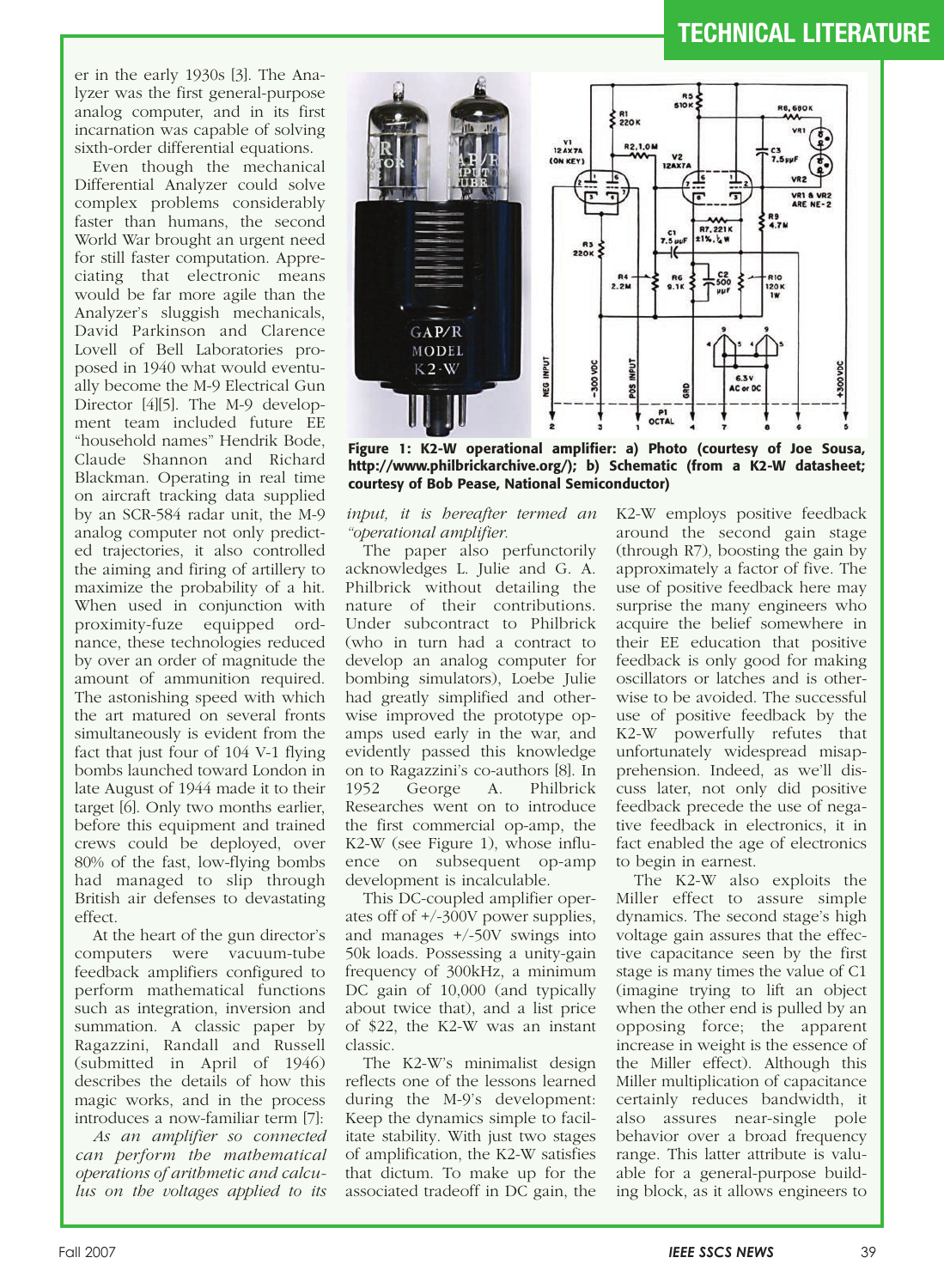er in the early 1930s [3]. The Analyzer was the first general-purpose analog computer, and in its first incarnation was capable of solving sixth-order differential equations.

Even though the mechanical Differential Analyzer could solve complex problems considerably faster than humans, the second World War brought an urgent need for still faster computation. Appreciating that electronic means would be far more agile than the Analyzer's sluggish mechanicals, David Parkinson and Clarence Lovell of Bell Laboratories proposed in 1940 what would eventually become the M-9 Electrical Gun Director [4][5]. The M-9 development team included future EE "household names" Hendrik Bode, Claude Shannon and Richard Blackman. Operating in real time on aircraft tracking data supplied by an SCR-584 radar unit, the M-9 analog computer not only predicted trajectories, it also controlled the aiming and firing of artillery to maximize the probability of a hit. When used in conjunction with proximity-fuze equipped ordnance, these technologies reduced by over an order of magnitude the amount of ammunition required. The astonishing speed with which the art matured on several fronts simultaneously is evident from the fact that just four of 104 V-1 flying bombs launched toward London in late August of 1944 made it to their target [6]. Only two months earlier, before this equipment and trained crews could be deployed, over 80% of the fast, low-flying bombs had managed to slip through British air defenses to devastating effect.

At the heart of the gun director's computers were vacuum-tube feedback amplifiers configured to perform mathematical functions such as integration, inversion and summation. A classic paper by Ragazzini, Randall and Russell (submitted in April of 1946) describes the details of how this magic works, and in the process introduces a now-familiar term [7]:

*As an amplifier so connected can perform the mathematical operations of arithmetic and calculus on the voltages applied to its input, it is hereafter termed an "operational amplifier.*

**Figure 1: K2-W operational amplifier: a) Photo (courtesy of Joe Sousa, http://www.philbrickarchive.org/); b) Schematic (from a K2-W datasheet; courtesy of Bob Pease, National Semiconductor)**

The paper also perfunctorily acknowledges L. Julie and G. A. Philbrick without detailing the nature of their contributions. Under subcontract to Philbrick (who in turn had a contract to develop an analog computer for bombing simulators), Loebe Julie had greatly simplified and otherwise improved the prototype opamps used early in the war, and evidently passed this knowledge on to Ragazzini's co-authors [8]. In 1952 George A. Philbrick Researches went on to introduce the first commercial op-amp, the K2-W (see Figure 1), whose influence on subsequent op-amp development is incalculable.

This DC-coupled amplifier operates off of +/-300V power supplies, and manages +/-50V swings into 50k loads. Possessing a unity-gain frequency of 300kHz, a minimum DC gain of 10,000 (and typically about twice that), and a list price of $22, the K2-W was an instant classic.

The K2-W's minimalist design reflects one of the lessons learned during the M-9's development: Keep the dynamics simple to facilitate stability. With just two stages of amplification, the K2-W satisfies that dictum. To make up for the associated tradeoff in DC gain, the K2-W employs positive feedback around the second gain stage (through R7), boosting the gain by approximately a factor of five. The use of positive feedback here may surprise the many engineers who acquire the belief somewhere in their EE education that positive feedback is only good for making oscillators or latches and is otherwise to be avoided. The successful use of positive feedback by the K2-W powerfully refutes that unfortunately widespread misapprehension. Indeed, as we'll discuss later, not only did positive feedback precede the use of negative feedback in electronics, it in fact enabled the age of electronics to begin in earnest.

The K2-W also exploits the Miller effect to assure simple dynamics. The second stage's high voltage gain assures that the effective capacitance seen by the first stage is many times the value of C1 (imagine trying to lift an object when the other end is pulled by an opposing force; the apparent increase in weight is the essence of the Miller effect). Although this Miller multiplication of capacitance certainly reduces bandwidth, it also assures near-single pole behavior over a broad frequency range. This latter attribute is valuable for a general-purpose building block, as it allows engineers to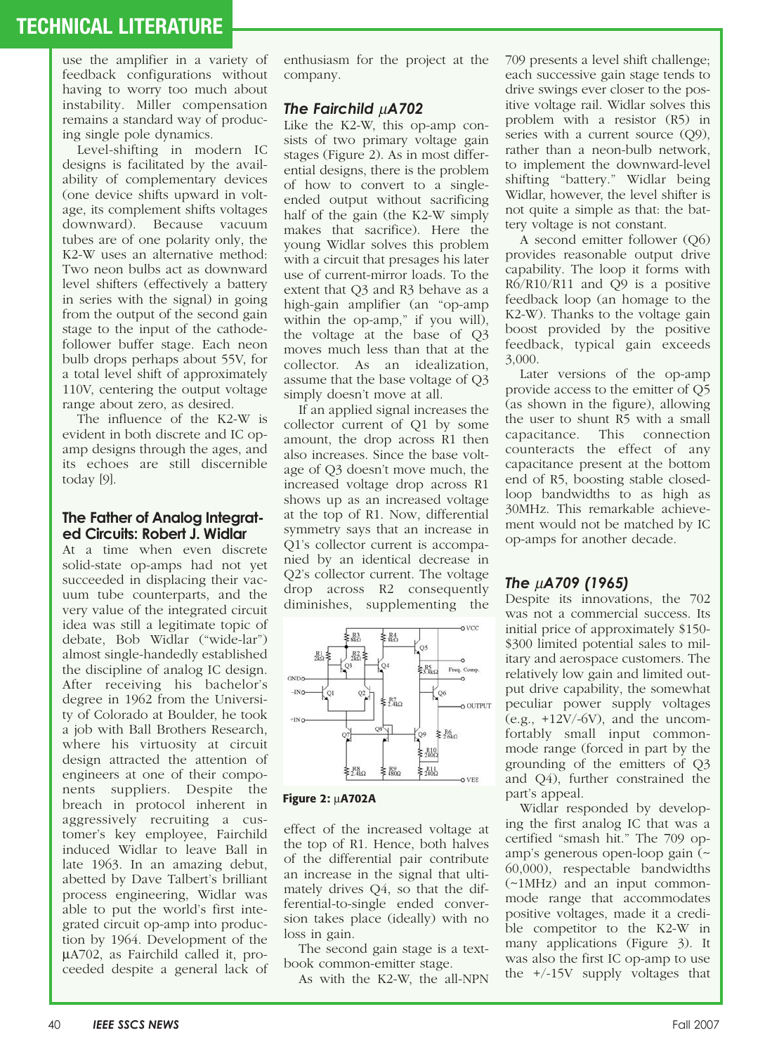use the amplifier in a variety of feedback configurations without having to worry too much about instability. Miller compensation remains a standard way of producing single pole dynamics.

Level-shifting in modern IC designs is facilitated by the availability of complementary devices (one device shifts upward in voltage, its complement shifts voltages downward). Because vacuum tubes are of one polarity only, the K2-W uses an alternative method: Two neon bulbs act as downward level shifters (effectively a battery in series with the signal) in going from the output of the second gain stage to the input of the cathode-follower buffer stage. Each neon bulb drops perhaps about 55V, for a total level shift of approximately 110V, centering the output voltage range about zero, as desired.

The influence of the K2-W is evident in both discrete and IC op-amp designs through the ages, and its echoes are still discernible today [9].

### The Father of Analog Integrated Circuits: Robert J. Widlar

At a time when even discrete solid-state op-amps had not yet succeeded in displacing their vacuum tube counterparts, and the very value of the integrated circuit idea was still a legitimate topic of debate, Bob Widlar ("wide-lar") almost single-handedly established the discipline of analog IC design. After receiving his bachelor's degree in 1962 from the University of Colorado at Boulder, he took a job with Ball Brothers Research, where his virtuosity at circuit design attracted the attention of engineers at one of their components suppliers. Despite the breach in protocol inherent in aggressively recruiting a customer's key employee, Fairchild induced Widlar to leave Ball in late 1963. In an amazing debut, abetted by Dave Talbert's brilliant process engineering, Widlar was able to put the world's first integrated circuit op-amp into production by 1964. Development of the μA702, as Fairchild called it, proceeded despite a general lack of enthusiasm for the project at the company.

### *The Fairchild μA702*

Like the K2-W, this op-amp consists of two primary voltage gain stages (Figure 2). As in most differential designs, there is the problem of how to convert to a single-ended output without sacrificing half of the gain (the K2-W simply makes that sacrifice). Here the young Widlar solves this problem with a circuit that presages his later use of current-mirror loads. To the extent that Q3 and R3 behave as a high-gain amplifier (an "op-amp within the op-amp," if you will), the voltage at the base of Q3 moves much less than that at the collector. As an idealization, assume that the base voltage of Q3 simply doesn't move at all.

If an applied signal increases the collector current of Q1 by some amount, the drop across R1 then also increases. Since the base voltage of Q3 doesn't move much, the increased voltage drop across R1 shows up as an increased voltage at the top of R1. Now, differential symmetry says that an increase in Q1's collector current is accompanied by an identical decrease in Q2's collector current. The voltage drop across R2 consequently diminishes, supplementing the effect of the increased voltage at the top of R1. Hence, both halves of the differential pair contribute an increase in the signal that ultimately drives Q4, so that the differential-to-single ended conversion takes place (ideally) with no loss in gain.

**Figure 2:** μA702A

The second gain stage is a textbook common-emitter stage.

As with the K2-W, the all-NPN 709 presents a level shift challenge; each successive gain stage tends to drive swings ever closer to the positive voltage rail. Widlar solves this problem with a resistor (R5) in series with a current source (Q9), rather than a neon-bulb network, to implement the downward-level shifting "battery." Widlar being Widlar, however, the level shifter is not quite a simple as that: the battery voltage is not constant.

A second emitter follower (Q6) provides reasonable output drive capability. The loop it forms with R6/R10/R11 and Q9 is a positive feedback loop (an homage to the K2-W). Thanks to the voltage gain boost provided by the positive feedback, typical gain exceeds 3,000.

Later versions of the op-amp provide access to the emitter of Q5 (as shown in the figure), allowing the user to shunt R5 with a small capacitance. This connection counteracts the effect of any capacitance present at the bottom end of R5, boosting stable closed-loop bandwidths to as high as 30MHz. This remarkable achievement would not be matched by IC op-amps for another decade.

### *The μA709 (1965)*

Despite its innovations, the 702 was not a commercial success. Its initial price of approximately \$150-\$300 limited potential sales to military and aerospace customers. The relatively low gain and limited output drive capability, the somewhat peculiar power supply voltages (e.g., +12V/-6V), and the uncomfortably small input common-mode range (forced in part by the grounding of the emitters of Q3 and Q4), further constrained the part's appeal.

Widlar responded by developing the first analog IC that was a certified "smash hit." The 709 op-amp's generous open-loop gain (~ 60,000), respectable bandwidths (~1MHz) and an input common-mode range that accommodates positive voltages, made it a credible competitor to the K2-W in many applications (Figure 3). It was also the first IC op-amp to use the +/-15V supply voltages that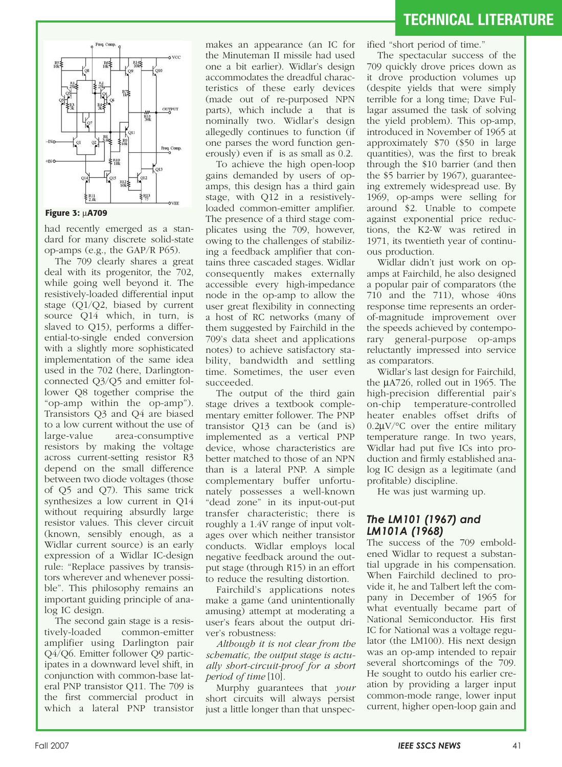Figure 3: µA709

had recently emerged as a standard for many discrete solid-state op-amps (e.g., the GAP/R P65).

The 709 clearly shares a great deal with its progenitor, the 702, while going well beyond it. The resistively-loaded differential input stage (Q1/Q2, biased by current source Q14 which, in turn, is slaved to Q15), performs a differential-to-single ended conversion with a slightly more sophisticated implementation of the same idea used in the 702 (here, Darlington-connected Q3/Q5 and emitter follower Q8 together comprise the "op-amp within the op-amp"). Transistors Q3 and Q4 are biased to a low current without the use of large-value area-consumptive resistors by making the voltage across current-setting resistor R3 depend on the small difference between two diode voltages (those of Q5 and Q7). This same trick synthesizes a low current in Q14 without requiring absurdly large resistor values. This clever circuit (known, sensibly enough, as a Widlar current source) is an early expression of a Widlar IC-design rule: "Replace passives by transistors wherever and whenever possible". This philosophy remains an important guiding principle of analog IC design.

The second gain stage is a resistively-loaded common-emitter amplifier using Darlington pair Q4/Q6. Emitter follower Q9 participates in a downward level shift, in conjunction with common-base lateral PNP transistor Q11. The 709 is the first commercial product in which a lateral PNP transistor makes an appearance (an IC for the Minuteman II missile had used one a bit earlier). Widlar's design accommodates the dreadful characteristics of these early devices (made out of re-purposed NPN parts), which include a that is nominally two. Widlar's design allegedly continues to function (if one parses the word function generously) even if is as small as 0.2.

To achieve the high open-loop gains demanded by users of op-amps, this design has a third gain stage, with Q12 in a resistively-loaded common-emitter amplifier. The presence of a third stage complicates using the 709, however, owing to the challenges of stabilizing a feedback amplifier that contains three cascaded stages. Widlar consequently makes externally accessible every high-impedance node in the op-amp to allow the user great flexibility in connecting a host of RC networks (many of them suggested by Fairchild in the 709's data sheet and applications notes) to achieve satisfactory stability, bandwidth and settling time. Sometimes, the user even succeeded.

The output of the third gain stage drives a textbook complementary emitter follower. The PNP transistor Q13 can be (and is) implemented as a vertical PNP device, whose characteristics are better matched to those of an NPN than is a lateral PNP. A simple complementary buffer unfortunately possesses a well-known "dead zone" in its input-out-put transfer characteristic; there is roughly a 1.4V range of input voltages over which neither transistor conducts. Widlar employs local negative feedback around the output stage (through R15) in an effort to reduce the resulting distortion.

Fairchild's applications notes make a game (and unintentionally amusing) attempt at moderating a user's fears about the output driver's robustness:

*Although it is not clear from the schematic, the output stage is actually short-circuit-proof for a short period of time* [10].

Murphy guarantees that *your* short circuits will always persist just a little longer than that unspecified "short period of time."

The spectacular success of the 709 quickly drove prices down as it drove production volumes up (despite yields that were simply terrible for a long time; Dave Fullagar assumed the task of solving the yield problem). This op-amp, introduced in November of 1965 at approximately $70 ($50 in large quantities), was the first to break through the $10 barrier (and then the $5 barrier by 1967), guaranteeing extremely widespread use. By 1969, op-amps were selling for around $2. Unable to compete against exponential price reductions, the K2-W was retired in 1971, its twentieth year of continuous production.

Widlar didn't just work on op-amps at Fairchild, he also designed a popular pair of comparators (the 710 and the 711), whose 40ns response time represents an order-of-magnitude improvement over the speeds achieved by contemporary general-purpose op-amps reluctantly impressed into service as comparators.

Widlar's last design for Fairchild, the µA726, rolled out in 1965. The high-precision differential pair's on-chip temperature-controlled heater enables offset drifts of 0.2µV/°C over the entire military temperature range. In two years, Widlar had put five ICs into production and firmly established analog IC design as a legitimate (and profitable) discipline.

He was just warming up.

### *The LM101 (1967) and LM101A (1968)*

The success of the 709 emboldened Widlar to request a substantial upgrade in his compensation. When Fairchild declined to provide it, he and Talbert left the company in December of 1965 for what eventually became part of National Semiconductor. His first IC for National was a voltage regulator (the LM100). His next design was an op-amp intended to repair several shortcomings of the 709. He sought to outdo his earlier creation by providing a larger input common-mode range, lower input current, higher open-loop gain and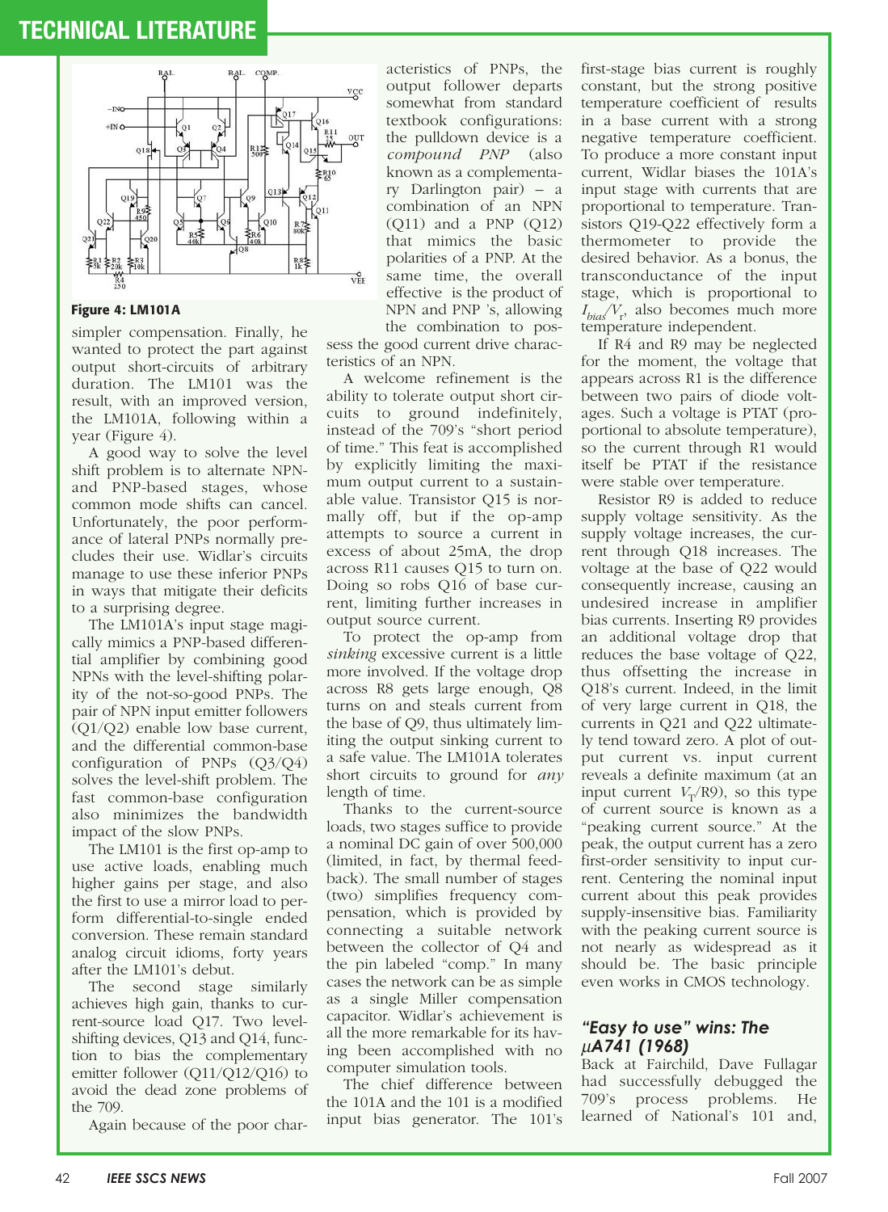Figure 4: LM101A

simpler compensation. Finally, he wanted to protect the part against output short-circuits of arbitrary duration. The LM101 was the result, with an improved version, the LM101A, following within a year (Figure 4).

A good way to solve the level shift problem is to alternate NPN- and PNP-based stages, whose common mode shifts can cancel. Unfortunately, the poor performance of lateral PNPs normally precludes their use. Widlar's circuits manage to use these inferior PNPs in ways that mitigate their deficits to a surprising degree.

The LM101A's input stage magically mimics a PNP-based differential amplifier by combining good NPNs with the level-shifting polarity of the not-so-good PNPs. The pair of NPN input emitter followers (Q1/Q2) enable low base current, and the differential common-base configuration of PNPs (Q3/Q4) solves the level-shift problem. The fast common-base configuration also minimizes the bandwidth impact of the slow PNPs.

The LM101 is the first op-amp to use active loads, enabling much higher gains per stage, and also the first to use a mirror load to perform differential-to-single ended conversion. These remain standard analog circuit idioms, forty years after the LM101's debut.

The second stage similarly achieves high gain, thanks to current-source load Q17. Two level-shifting devices, Q13 and Q14, function to bias the complementary emitter follower (Q11/Q12/Q16) to avoid the dead zone problems of the 709.

Again because of the poor characteristics of PNPs, the output follower departs somewhat from standard textbook configurations: the pulldown device is a *compound PNP* (also known as a complementary Darlington pair) – a combination of an NPN (Q11) and a PNP (Q12) that mimics the basic polarities of a PNP. At the same time, the overall effective  is the product of NPN and PNP 's, allowing the combination to possess the good current drive characteristics of an NPN.

A welcome refinement is the ability to tolerate output short circuits to ground indefinitely, instead of the 709's "short period of time." This feat is accomplished by explicitly limiting the maximum output current to a sustainable value. Transistor Q15 is normally off, but if the op-amp attempts to source a current in excess of about 25mA, the drop across R11 causes Q15 to turn on. Doing so robs Q16 of base current, limiting further increases in output source current.

To protect the op-amp from *sinking* excessive current is a little more involved. If the voltage drop across R8 gets large enough, Q8 turns on and steals current from the base of Q9, thus ultimately limiting the output sinking current to a safe value. The LM101A tolerates short circuits to ground for *any* length of time.

Thanks to the current-source loads, two stages suffice to provide a nominal DC gain of over 500,000 (limited, in fact, by thermal feedback). The small number of stages (two) simplifies frequency compensation, which is provided by connecting a suitable network between the collector of Q4 and the pin labeled "comp." In many cases the network can be as simple as a single Miller compensation capacitor. Widlar's achievement is all the more remarkable for its having been accomplished with no computer simulation tools.

The chief difference between the 101A and the 101 is a modified input bias generator. The 101's first-stage bias current is roughly constant, but the strong positive temperature coefficient of  results in a base current with a strong negative temperature coefficient. To produce a more constant input current, Widlar biases the 101A's input stage with currents that are proportional to temperature. Transistors Q19-Q22 effectively form a thermometer to provide the desired behavior. As a bonus, the transconductance of the input stage, which is proportional to $I_{bias}/V_T$, also becomes much more temperature independent.

If R4 and R9 may be neglected for the moment, the voltage that appears across R1 is the difference between two pairs of diode voltages. Such a voltage is PTAT (proportional to absolute temperature), so the current through R1 would itself be PTAT if the resistance were stable over temperature.

Resistor R9 is added to reduce supply voltage sensitivity. As the supply voltage increases, the current through Q18 increases. The voltage at the base of Q22 would consequently increase, causing an undesired increase in amplifier bias currents. Inserting R9 provides an additional voltage drop that reduces the base voltage of Q22, thus offsetting the increase in Q18's current. Indeed, in the limit of very large current in Q18, the currents in Q21 and Q22 ultimately tend toward zero. A plot of output current vs. input current reveals a definite maximum (at an input current $V_T$/R9), so this type of current source is known as a "peaking current source." At the peak, the output current has a zero first-order sensitivity to input current. Centering the nominal input current about this peak provides supply-insensitive bias. Familiarity with the peaking current source is not nearly as widespread as it should be. The basic principle even works in CMOS technology.

### *"Easy to use" wins: The μA741 (1968)*

Back at Fairchild, Dave Fullagar had successfully debugged the 709's process problems. He learned of National's 101 and,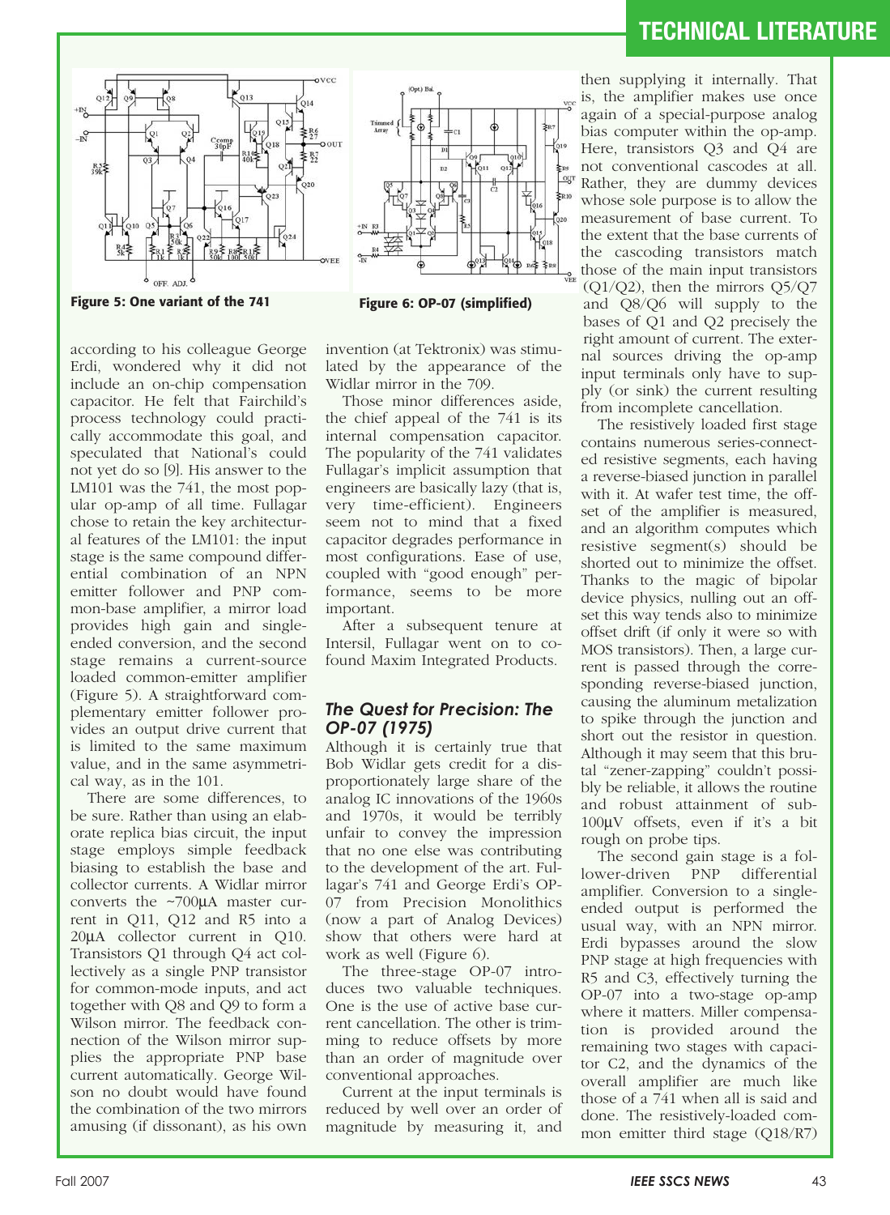Figure 5: One variant of the 741

Figure 6: OP-07 (simplified)

according to his colleague George Erdi, wondered why it did not include an on-chip compensation capacitor. He felt that Fairchild's process technology could practically accommodate this goal, and speculated that National's could not yet do so [9]. His answer to the LM101 was the 741, the most popular op-amp of all time. Fullagar chose to retain the key architectural features of the LM101: the input stage is the same compound differential combination of an NPN emitter follower and PNP common-base amplifier, a mirror load provides high gain and single-ended conversion, and the second stage remains a current-source loaded common-emitter amplifier (Figure 5). A straightforward complementary emitter follower provides an output drive current that is limited to the same maximum value, and in the same asymmetrical way, as in the 101.

There are some differences, to be sure. Rather than using an elaborate replica bias circuit, the input stage employs simple feedback biasing to establish the base and collector currents. A Widlar mirror converts the ~700μA master current in Q11, Q12 and R5 into a 20μA collector current in Q10. Transistors Q1 through Q4 act collectively as a single PNP transistor for common-mode inputs, and act together with Q8 and Q9 to form a Wilson mirror. The feedback connection of the Wilson mirror supplies the appropriate PNP base current automatically. George Wilson no doubt would have found the combination of the two mirrors amusing (if dissonant), as his own invention (at Tektronix) was stimulated by the appearance of the Widlar mirror in the 709.

Those minor differences aside, the chief appeal of the 741 is its internal compensation capacitor. The popularity of the 741 validates Fullagar's implicit assumption that engineers are basically lazy (that is, very time-efficient). Engineers seem not to mind that a fixed capacitor degrades performance in most configurations. Ease of use, coupled with "good enough" performance, seems to be more important.

After a subsequent tenure at Intersil, Fullagar went on to co-found Maxim Integrated Products.

### *The Quest for Precision: The OP-07 (1975)*

Although it is certainly true that Bob Widlar gets credit for a disproportionately large share of the analog IC innovations of the 1960s and 1970s, it would be terribly unfair to convey the impression that no one else was contributing to the development of the art. Fullagar's 741 and George Erdi's OP-07 from Precision Monolithics (now a part of Analog Devices) show that others were hard at work as well (Figure 6).

The three-stage OP-07 introduces two valuable techniques. One is the use of active base current cancellation. The other is trimming to reduce offsets by more than an order of magnitude over conventional approaches.

Current at the input terminals is reduced by well over an order of magnitude by measuring it, and then supplying it internally. That is, the amplifier makes use once again of a special-purpose analog bias computer within the op-amp. Here, transistors Q3 and Q4 are not conventional cascodes at all. Rather, they are dummy devices whose sole purpose is to allow the measurement of base current. To the extent that the base currents of the cascoding transistors match those of the main input transistors (Q1/Q2), then the mirrors Q5/Q7 and Q8/Q6 will supply to the bases of Q1 and Q2 precisely the right amount of current. The external sources driving the op-amp input terminals only have to supply (or sink) the current resulting from incomplete cancellation.

The resistively loaded first stage contains numerous series-connected resistive segments, each having a reverse-biased junction in parallel with it. At wafer test time, the offset of the amplifier is measured, and an algorithm computes which resistive segment(s) should be shorted out to minimize the offset. Thanks to the magic of bipolar device physics, nulling out an offset this way tends also to minimize offset drift (if only it were so with MOS transistors). Then, a large current is passed through the corresponding reverse-biased junction, causing the aluminum metalization to spike through the junction and short out the resistor in question. Although it may seem that this brutal "zener-zapping" couldn't possibly be reliable, it allows the routine and robust attainment of sub-100μV offsets, even if it's a bit rough on probe tips.

The second gain stage is a follower-driven PNP differential amplifier. Conversion to a single-ended output is performed the usual way, with an NPN mirror. Erdi bypasses around the slow PNP stage at high frequencies with R5 and C3, effectively turning the OP-07 into a two-stage op-amp where it matters. Miller compensation is provided around the remaining two stages with capacitor C2, and the dynamics of the overall amplifier are much like those of a 741 when all is said and done. The resistively-loaded common emitter third stage (Q18/R7)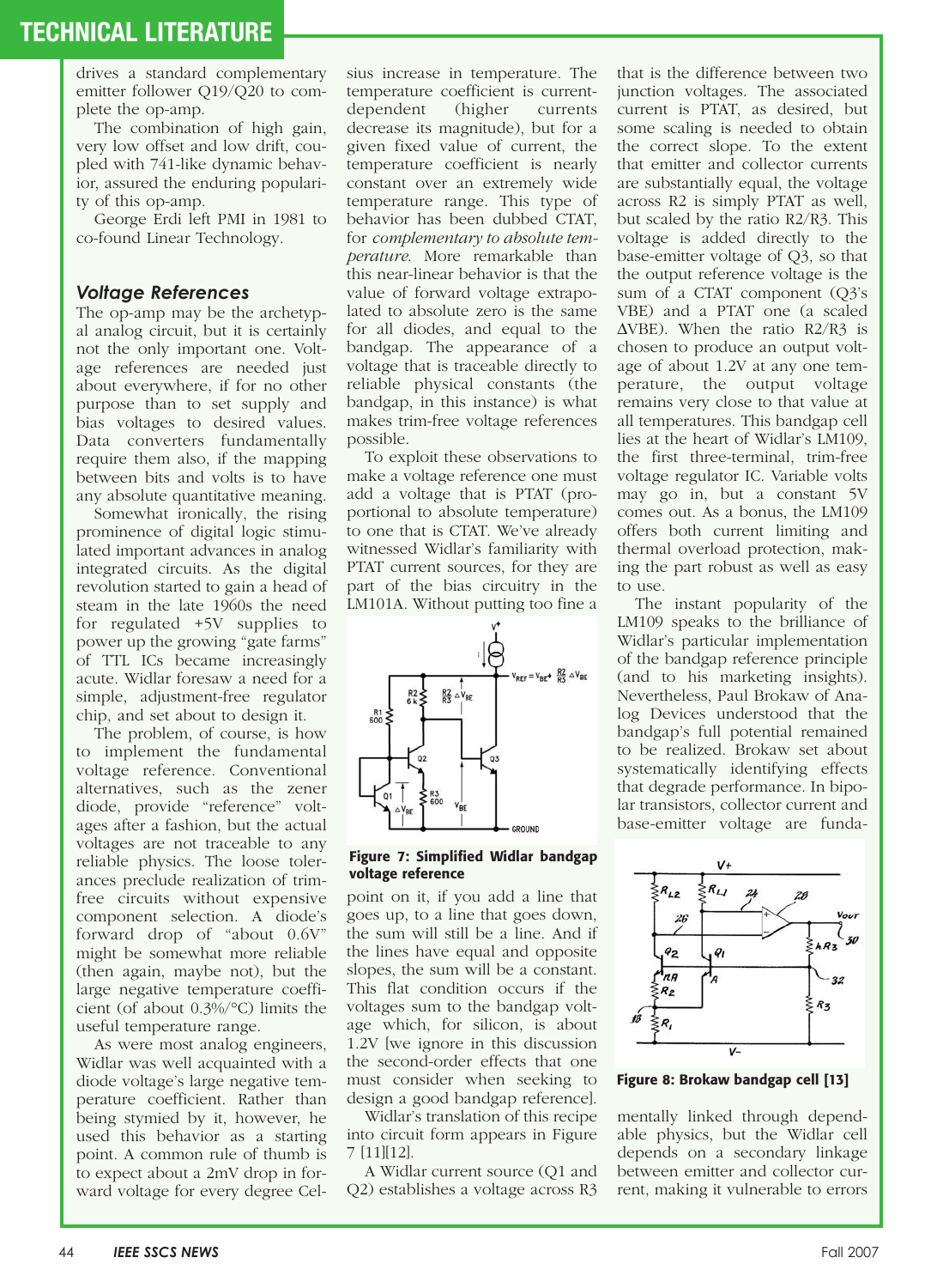drives a standard complementary emitter follower Q19/Q20 to complete the op-amp.

The combination of high gain, very low offset and low drift, coupled with 741-like dynamic behavior, assured the enduring popularity of this op-amp.

George Erdi left PMI in 1981 to co-found Linear Technology.

### *Voltage References*

The op-amp may be the archetypal analog circuit, but it is certainly not the only important one. Voltage references are needed just about everywhere, if for no other purpose than to set supply and bias voltages to desired values. Data converters fundamentally require them also, if the mapping between bits and volts is to have any absolute quantitative meaning.

Somewhat ironically, the rising prominence of digital logic stimulated important advances in analog integrated circuits. As the digital revolution started to gain a head of steam in the late 1960s the need for regulated +5V supplies to power up the growing "gate farms" of TTL ICs became increasingly acute. Widlar foresaw a need for a simple, adjustment-free regulator chip, and set about to design it.

The problem, of course, is how to implement the fundamental voltage reference. Conventional alternatives, such as the zener diode, provide "reference" voltages after a fashion, but the actual voltages are not traceable to any reliable physics. The loose tolerances preclude realization of trim-free circuits without expensive component selection. A diode's forward drop of "about 0.6V" might be somewhat more reliable (then again, maybe not), but the large negative temperature coefficient (of about 0.3%/°C) limits the useful temperature range.

As were most analog engineers, Widlar was well acquainted with a diode voltage's large negative temperature coefficient. Rather than being stymied by it, however, he used this behavior as a starting point. A common rule of thumb is to expect about a 2mV drop in forward voltage for every degree Celsius increase in temperature. The temperature coefficient is current-dependent (higher currents decrease its magnitude), but for a given fixed value of current, the temperature coefficient is nearly constant over an extremely wide temperature range. This type of behavior has been dubbed CTAT, for *complementary to absolute temperature*. More remarkable than this near-linear behavior is that the value of forward voltage extrapolated to absolute zero is the same for all diodes, and equal to the bandgap. The appearance of a voltage that is traceable directly to reliable physical constants (the bandgap, in this instance) is what makes trim-free voltage references possible.

To exploit these observations to make a voltage reference one must add a voltage that is PTAT (proportional to absolute temperature) to one that is CTAT. We've already witnessed Widlar's familiarity with PTAT current sources, for they are part of the bias circuitry in the LM101A. Without putting too fine a point on it, if you add a line that goes up, to a line that goes down, the sum will still be a line. And if the lines have equal and opposite slopes, the sum will be a constant. This flat condition occurs if the voltages sum to the bandgap voltage which, for silicon, is about 1.2V [we ignore in this discussion the second-order effects that one must consider when seeking to design a good bandgap reference].

**Figure 7: Simplified Widlar bandgap voltage reference**

Widlar's translation of this recipe into circuit form appears in Figure 7 [11][12].

A Widlar current source (Q1 and Q2) establishes a voltage across R3 that is the difference between two junction voltages. The associated current is PTAT, as desired, but some scaling is needed to obtain the correct slope. To the extent that emitter and collector currents are substantially equal, the voltage across R2 is simply PTAT as well, but scaled by the ratio R2/R3. This voltage is added directly to the base-emitter voltage of Q3, so that the output reference voltage is the sum of a CTAT component (Q3's VBE) and a PTAT one (a scaled ΔVBE). When the ratio R2/R3 is chosen to produce an output voltage of about 1.2V at any one temperature, the output voltage remains very close to that value at all temperatures. This bandgap cell lies at the heart of Widlar's LM109, the first three-terminal, trim-free voltage regulator IC. Variable volts may go in, but a constant 5V comes out. As a bonus, the LM109 offers both current limiting and thermal overload protection, making the part robust as well as easy to use.

The instant popularity of the LM109 speaks to the brilliance of Widlar's particular implementation of the bandgap reference principle (and to his marketing insights). Nevertheless, Paul Brokaw of Analog Devices understood that the bandgap's full potential remained to be realized. Brokaw set about systematically identifying effects that degrade performance. In bipolar transistors, collector current and base-emitter voltage are fundamentally linked through dependable physics, but the Widlar cell depends on a secondary linkage between emitter and collector current, making it vulnerable to errors

**Figure 8: Brokaw bandgap cell [13]**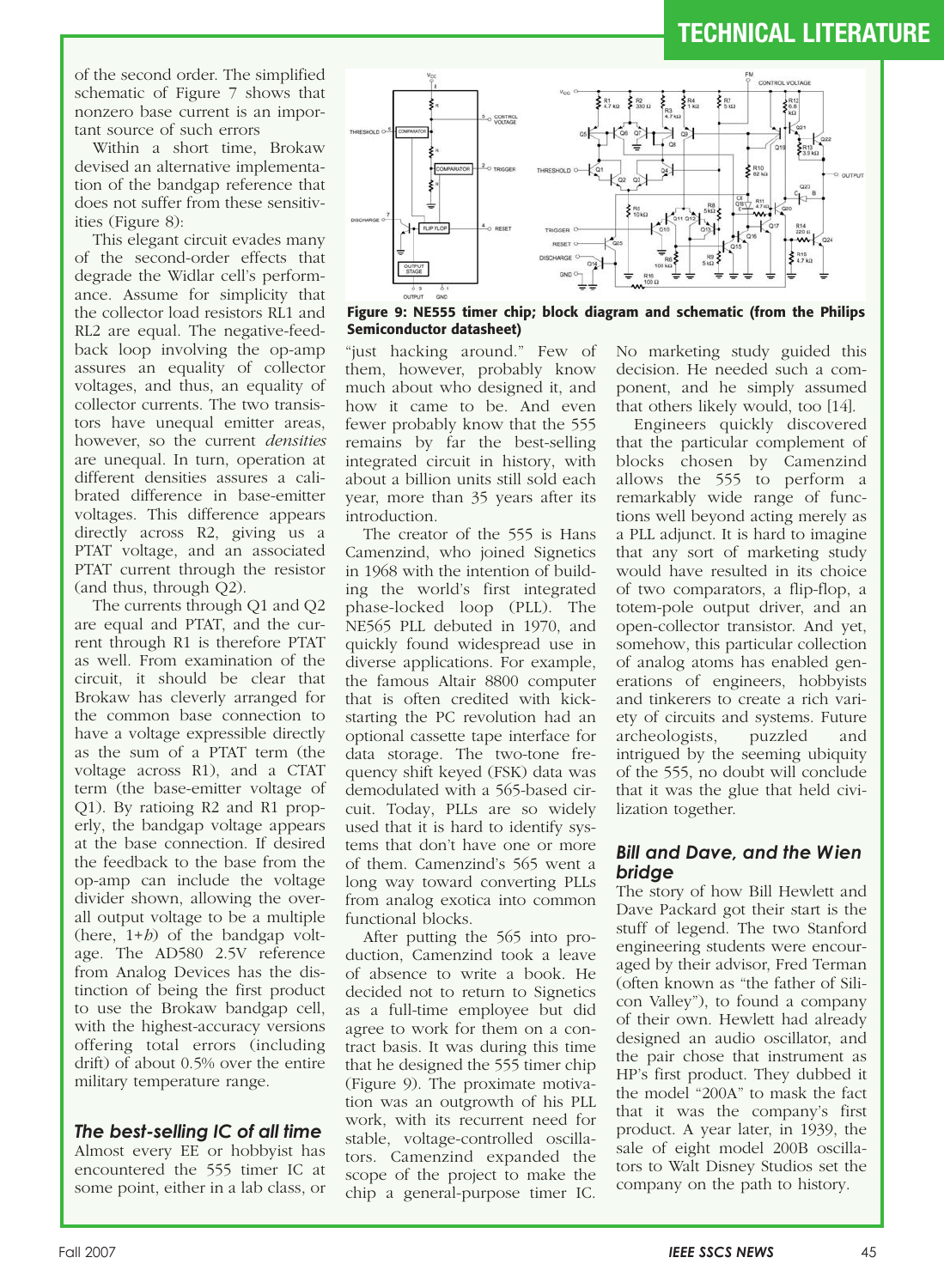of the second order. The simplified schematic of Figure 7 shows that nonzero base current is an important source of such errors

Within a short time, Brokaw devised an alternative implementation of the bandgap reference that does not suffer from these sensitivities (Figure 8):

This elegant circuit evades many of the second-order effects that degrade the Widlar cell's performance. Assume for simplicity that the collector load resistors RL1 and RL2 are equal. The negative-feedback loop involving the op-amp assures an equality of collector voltages, and thus, an equality of collector currents. The two transistors have unequal emitter areas, however, so the current *densities* are unequal. In turn, operation at different densities assures a calibrated difference in base-emitter voltages. This difference appears directly across R2, giving us a PTAT voltage, and an associated PTAT current through the resistor (and thus, through Q2).

The currents through Q1 and Q2 are equal and PTAT, and the current through R1 is therefore PTAT as well. From examination of the circuit, it should be clear that Brokaw has cleverly arranged for the common base connection to have a voltage expressible directly as the sum of a PTAT term (the voltage across R1), and a CTAT term (the base-emitter voltage of Q1). By ratioing R2 and R1 properly, the bandgap voltage appears at the base connection. If desired the feedback to the base from the op-amp can include the voltage divider shown, allowing the overall output voltage to be a multiple (here, $1+b$) of the bandgap voltage. The AD580 2.5V reference from Analog Devices has the distinction of being the first product to use the Brokaw bandgap cell, with the highest-accuracy versions offering total errors (including drift) of about 0.5% over the entire military temperature range.

## The best-selling IC of all time

Almost every EE or hobbyist has encountered the 555 timer IC at some point, either in a lab class, or "just hacking around." Few of them, however, probably know much about who designed it, and how it came to be. And even fewer probably know that the 555 remains by far the best-selling integrated circuit in history, with about a billion units still sold each year, more than 35 years after its introduction.

**Figure 9: NE555 timer chip; block diagram and schematic (from the Philips Semiconductor datasheet)**

The creator of the 555 is Hans Camenzind, who joined Signetics in 1968 with the intention of building the world's first integrated phase-locked loop (PLL). The NE565 PLL debuted in 1970, and quickly found widespread use in diverse applications. For example, the famous Altair 8800 computer that is often credited with kick-starting the PC revolution had an optional cassette tape interface for data storage. The two-tone frequency shift keyed (FSK) data was demodulated with a 565-based circuit. Today, PLLs are so widely used that it is hard to identify systems that don't have one or more of them. Camenzind's 565 went a long way toward converting PLLs from analog exotica into common functional blocks.

After putting the 565 into production, Camenzind took a leave of absence to write a book. He decided not to return to Signetics as a full-time employee but did agree to work for them on a contract basis. It was during this time that he designed the 555 timer chip (Figure 9). The proximate motivation was an outgrowth of his PLL work, with its recurrent need for stable, voltage-controlled oscillators. Camenzind expanded the scope of the project to make the chip a general-purpose timer IC. No marketing study guided this decision. He needed such a component, and he simply assumed that others likely would, too [14].

Engineers quickly discovered that the particular complement of blocks chosen by Camenzind allows the 555 to perform a remarkably wide range of functions well beyond acting merely as a PLL adjunct. It is hard to imagine that any sort of marketing study would have resulted in its choice of two comparators, a flip-flop, a totem-pole output driver, and an open-collector transistor. And yet, somehow, this particular collection of analog atoms has enabled generations of engineers, hobbyists and tinkerers to create a rich variety of circuits and systems. Future archeologists, puzzled and intrigued by the seeming ubiquity of the 555, no doubt will conclude that it was the glue that held civilization together.

## Bill and Dave, and the Wien bridge

The story of how Bill Hewlett and Dave Packard got their start is the stuff of legend. The two Stanford engineering students were encouraged by their advisor, Fred Terman (often known as "the father of Silicon Valley"), to found a company of their own. Hewlett had already designed an audio oscillator, and the pair chose that instrument as HP's first product. They dubbed it the model "200A" to mask the fact that it was the company's first product. A year later, in 1939, the sale of eight model 200B oscillators to Walt Disney Studios set the company on the path to history.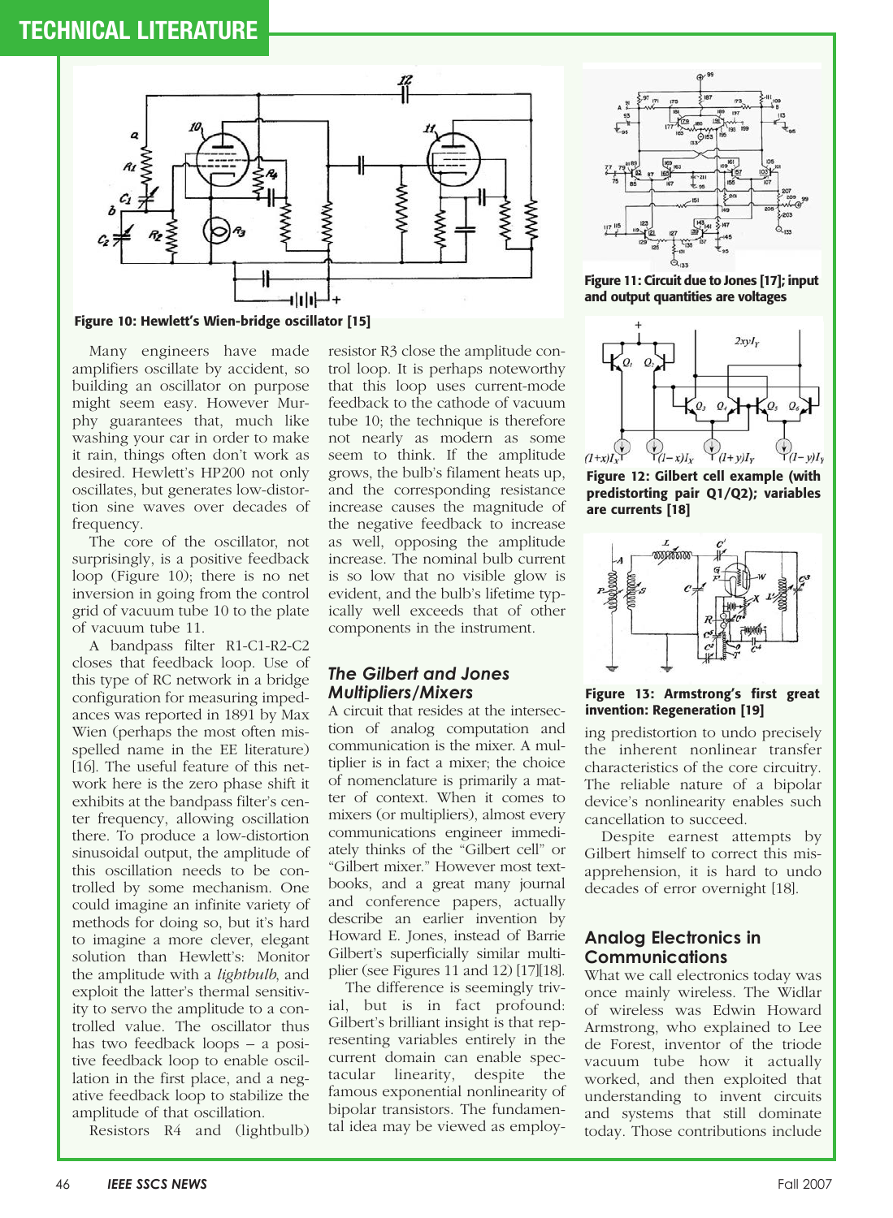Figure 10: Hewlett's Wien-bridge oscillator [15]

Figure 11: Circuit due to Jones [17]; input and output quantities are voltages

Figure 12: Gilbert cell example (with predistorting pair Q1/Q2); variables are currents [18]

Figure 13: Armstrong's first great invention: Regeneration [19]

Many engineers have made amplifiers oscillate by accident, so building an oscillator on purpose might seem easy. However Murphy guarantees that, much like washing your car in order to make it rain, things often don't work as desired. Hewlett's HP200 not only oscillates, but generates low-distortion sine waves over decades of frequency.

The core of the oscillator, not surprisingly, is a positive feedback loop (Figure 10); there is no net inversion in going from the control grid of vacuum tube 10 to the plate of vacuum tube 11.

A bandpass filter R1-C1-R2-C2 closes that feedback loop. Use of this type of RC network in a bridge configuration for measuring impedances was reported in 1891 by Max Wien (perhaps the most often misspelled name in the EE literature) [16]. The useful feature of this network here is the zero phase shift it exhibits at the bandpass filter's center frequency, allowing oscillation there. To produce a low-distortion sinusoidal output, the amplitude of this oscillation needs to be controlled by some mechanism. One could imagine an infinite variety of methods for doing so, but it's hard to imagine a more clever, elegant solution than Hewlett's: Monitor the amplitude with a *lightbulb*, and exploit the latter's thermal sensitivity to servo the amplitude to a controlled value. The oscillator thus has two feedback loops – a positive feedback loop to enable oscillation in the first place, and a negative feedback loop to stabilize the amplitude of that oscillation.

Resistors R4 and (lightbulb) resistor R3 close the amplitude control loop. It is perhaps noteworthy that this loop uses current-mode feedback to the cathode of vacuum tube 10; the technique is therefore not nearly as modern as some seem to think. If the amplitude grows, the bulb's filament heats up, and the corresponding resistance increase causes the magnitude of the negative feedback to increase as well, opposing the amplitude increase. The nominal bulb current is so low that no visible glow is evident, and the bulb's lifetime typically well exceeds that of other components in the instrument.

### *The Gilbert and Jones Multipliers/Mixers*

A circuit that resides at the intersection of analog computation and communication is the mixer. A multiplier is in fact a mixer; the choice of nomenclature is primarily a matter of context. When it comes to mixers (or multipliers), almost every communications engineer immediately thinks of the "Gilbert cell" or "Gilbert mixer." However most textbooks, and a great many journal and conference papers, actually describe an earlier invention by Howard E. Jones, instead of Barrie Gilbert's superficially similar multiplier (see Figures 11 and 12) [17][18].

The difference is seemingly trivial, but is in fact profound: Gilbert's brilliant insight is that representing variables entirely in the current domain can enable spectacular linearity, despite the famous exponential nonlinearity of bipolar transistors. The fundamental idea may be viewed as employing predistortion to undo precisely the inherent nonlinear transfer characteristics of the core circuitry. The reliable nature of a bipolar device's nonlinearity enables such cancellation to succeed.

Despite earnest attempts by Gilbert himself to correct this misapprehension, it is hard to undo decades of error overnight [18].

## Analog Electronics in Communications

What we call electronics today was once mainly wireless. The Widlar of wireless was Edwin Howard Armstrong, who explained to Lee de Forest, inventor of the triode vacuum tube how it actually worked, and then exploited that understanding to invent circuits and systems that still dominate today. Those contributions include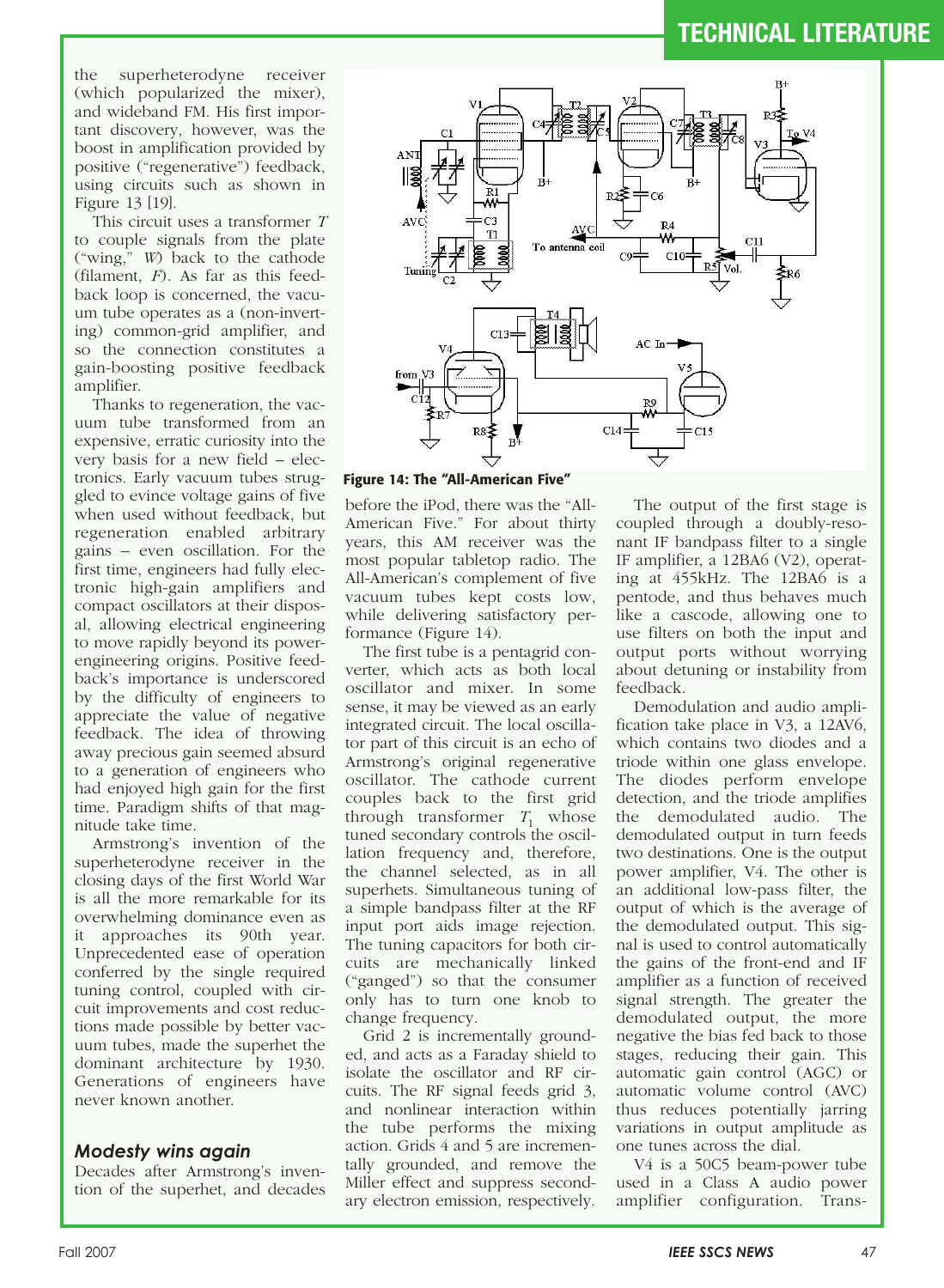the superheterodyne receiver (which popularized the mixer), and wideband FM. His first important discovery, however, was the boost in amplification provided by positive ("regenerative") feedback, using circuits such as shown in Figure 13 [19].

This circuit uses a transformer *T* to couple signals from the plate ("wing," *W*) back to the cathode (filament, *F*). As far as this feedback loop is concerned, the vacuum tube operates as a (non-inverting) common-grid amplifier, and so the connection constitutes a gain-boosting positive feedback amplifier.

Thanks to regeneration, the vacuum tube transformed from an expensive, erratic curiosity into the very basis for a new field – electronics. Early vacuum tubes struggled to evince voltage gains of five when used without feedback, but regeneration enabled arbitrary gains – even oscillation. For the first time, engineers had fully electronic high-gain amplifiers and compact oscillators at their disposal, allowing electrical engineering to move rapidly beyond its power-engineering origins. Positive feedback's importance is underscored by the difficulty of engineers to appreciate the value of negative feedback. The idea of throwing away precious gain seemed absurd to a generation of engineers who had enjoyed high gain for the first time. Paradigm shifts of that magnitude take time.

Armstrong's invention of the superheterodyne receiver in the closing days of the first World War is all the more remarkable for its overwhelming dominance even as it approaches its 90th year. Unprecedented ease of operation conferred by the single required tuning control, coupled with circuit improvements and cost reductions made possible by better vacuum tubes, made the superhet the dominant architecture by 1930. Generations of engineers have never known another.

### *Modesty wins again*

Decades after Armstrong's invention of the superhet, and decades before the iPod, there was the "All-American Five." For about thirty years, this AM receiver was the most popular tabletop radio. The All-American's complement of five vacuum tubes kept costs low, while delivering satisfactory performance (Figure 14).

**Figure 14: The "All-American Five"**

The first tube is a pentagrid converter, which acts as both local oscillator and mixer. In some sense, it may be viewed as an early integrated circuit. The local oscillator part of this circuit is an echo of Armstrong's original regenerative oscillator. The cathode current couples back to the first grid through transformer $T_1$ whose tuned secondary controls the oscillation frequency and, therefore, the channel selected, as in all superhets. Simultaneous tuning of a simple bandpass filter at the RF input port aids image rejection. The tuning capacitors for both circuits are mechanically linked ("ganged") so that the consumer only has to turn one knob to change frequency.

Grid 2 is incrementally grounded, and acts as a Faraday shield to isolate the oscillator and RF circuits. The RF signal feeds grid 3, and nonlinear interaction within the tube performs the mixing action. Grids 4 and 5 are incrementally grounded, and remove the Miller effect and suppress secondary electron emission, respectively.

The output of the first stage is coupled through a doubly-resonant IF bandpass filter to a single IF amplifier, a 12BA6 (V2), operating at 455kHz. The 12BA6 is a pentode, and thus behaves much like a cascode, allowing one to use filters on both the input and output ports without worrying about detuning or instability from feedback.

Demodulation and audio amplification take place in V3, a 12AV6, which contains two diodes and a triode within one glass envelope. The diodes perform envelope detection, and the triode amplifies the demodulated audio. The demodulated output in turn feeds two destinations. One is the output power amplifier, V4. The other is an additional low-pass filter, the output of which is the average of the demodulated output. This signal is used to control automatically the gains of the front-end and IF amplifier as a function of received signal strength. The greater the demodulated output, the more negative the bias fed back to those stages, reducing their gain. This automatic gain control (AGC) or automatic volume control (AVC) thus reduces potentially jarring variations in output amplitude as one tunes across the dial.

V4 is a 50C5 beam-power tube used in a Class A audio power amplifier configuration. Trans-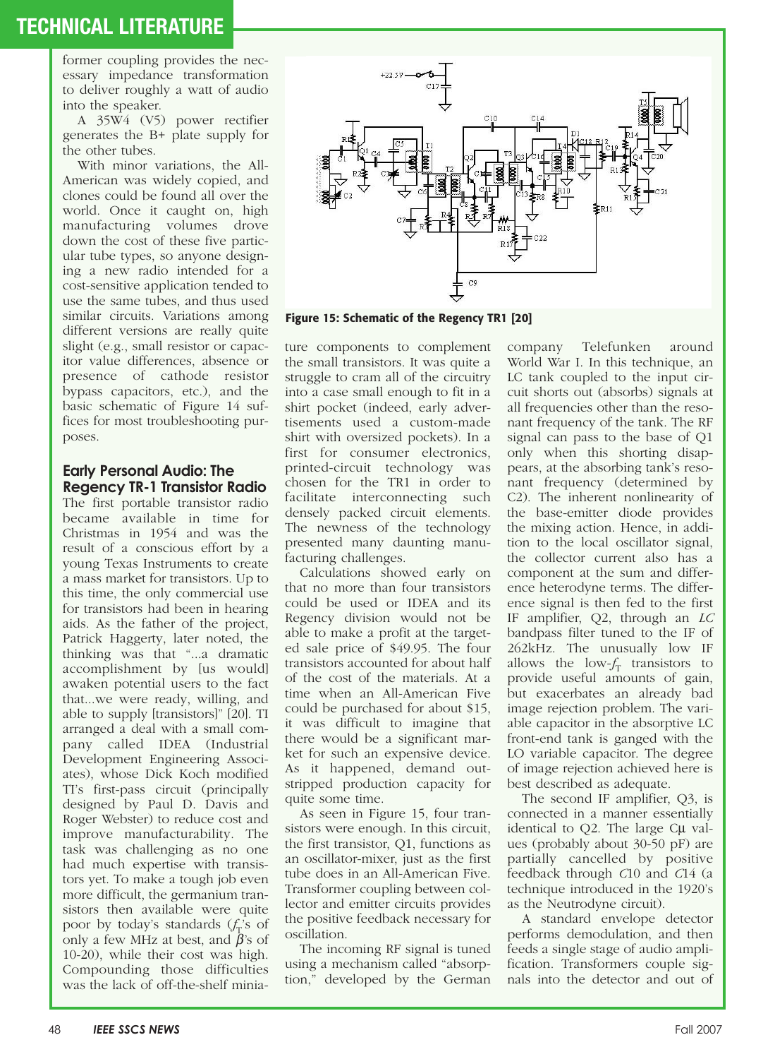former coupling provides the necessary impedance transformation to deliver roughly a watt of audio into the speaker.

A 35W4 (V5) power rectifier generates the B+ plate supply for the other tubes.

With minor variations, the All-American was widely copied, and clones could be found all over the world. Once it caught on, high manufacturing volumes drove down the cost of these five particular tube types, so anyone designing a new radio intended for a cost-sensitive application tended to use the same tubes, and thus used similar circuits. Variations among different versions are really quite slight (e.g., small resistor or capacitor value differences, absence or presence of cathode resistor bypass capacitors, etc.), and the basic schematic of Figure 14 suffices for most troubleshooting purposes.

## Early Personal Audio: The Regency TR-1 Transistor Radio

The first portable transistor radio became available in time for Christmas in 1954 and was the result of a conscious effort by a young Texas Instruments to create a mass market for transistors. Up to this time, the only commercial use for transistors had been in hearing aids. As the father of the project, Patrick Haggerty, later noted, the thinking was that "...a dramatic accomplishment by [us would] awaken potential users to the fact that...we were ready, willing, and able to supply [transistors]" [20]. TI arranged a deal with a small company called IDEA (Industrial Development Engineering Associates), whose Dick Koch modified TI's first-pass circuit (principally designed by Paul D. Davis and Roger Webster) to reduce cost and improve manufacturability. The task was challenging as no one had much expertise with transistors yet. To make a tough job even more difficult, the germanium transistors then available were quite poor by today's standards ($f_T$'s of only a few MHz at best, and $\beta$'s of 10-20), while their cost was high. Compounding those difficulties was the lack of off-the-shelf miniature components to complement the small transistors. It was quite a struggle to cram all of the circuitry into a case small enough to fit in a shirt pocket (indeed, early advertisements used a custom-made shirt with oversized pockets). In a first for consumer electronics, printed-circuit technology was chosen for the TR1 in order to facilitate interconnecting such densely packed circuit elements. The newness of the technology presented many daunting manufacturing challenges.

Calculations showed early on that no more than four transistors could be used or IDEA and its Regency division would not be able to make a profit at the targeted sale price of $49.95. The four transistors accounted for about half of the cost of the materials. At a time when an All-American Five could be purchased for about $15, it was difficult to imagine that there would be a significant market for such an expensive device. As it happened, demand outstripped production capacity for quite some time.

As seen in Figure 15, four transistors were enough. In this circuit, the first transistor, Q1, functions as an oscillator-mixer, just as the first tube does in an All-American Five. Transformer coupling between collector and emitter circuits provides the positive feedback necessary for oscillation.

The incoming RF signal is tuned using a mechanism called "absorption," developed by the German company Telefunken around World War I. In this technique, an LC tank coupled to the input circuit shorts out (absorbs) signals at all frequencies other than the resonant frequency of the tank. The RF signal can pass to the base of Q1 only when this shorting disappears, at the absorbing tank's resonant frequency (determined by C2). The inherent nonlinearity of the base-emitter diode provides the mixing action. Hence, in addition to the local oscillator signal, the collector current also has a component at the sum and difference heterodyne terms. The difference signal is then fed to the first IF amplifier, Q2, through an *LC* bandpass filter tuned to the IF of 262kHz. The unusually low IF allows the low-$f_T$ transistors to provide useful amounts of gain, but exacerbates an already bad image rejection problem. The variable capacitor in the absorptive LC front-end tank is ganged with the LO variable capacitor. The degree of image rejection achieved here is best described as adequate.

The second IF amplifier, Q3, is connected in a manner essentially identical to Q2. The large $C_\mu$ values (probably about 30-50 pF) are partially cancelled by positive feedback through *C*10 and *C*14 (a technique introduced in the 1920's as the Neutrodyne circuit).

A standard envelope detector performs demodulation, and then feeds a single stage of audio amplification. Transformers couple signals into the detector and out of

**Figure 15: Schematic of the Regency TR1 [20]**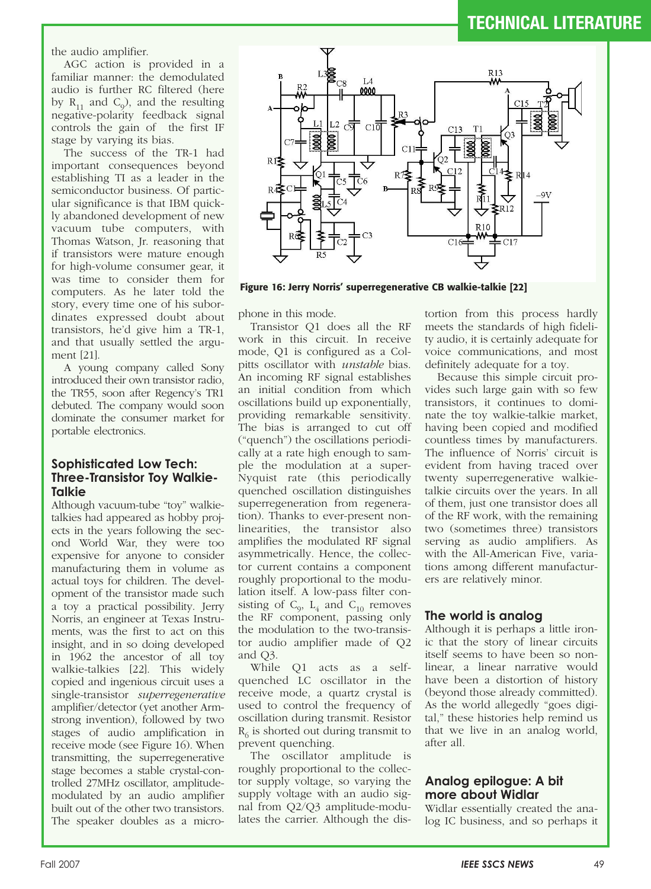the audio amplifier.

AGC action is provided in a familiar manner: the demodulated audio is further RC filtered (here by $R_{11}$ and $C_9$), and the resulting negative-polarity feedback signal controls the gain of the first IF stage by varying its bias.

The success of the TR-1 had important consequences beyond establishing TI as a leader in the semiconductor business. Of particular significance is that IBM quickly abandoned development of new vacuum tube computers, with Thomas Watson, Jr. reasoning that if transistors were mature enough for high-volume consumer gear, it was time to consider them for computers. As he later told the story, every time one of his subordinates expressed doubt about transistors, he'd give him a TR-1, and that usually settled the argument [21].

A young company called Sony introduced their own transistor radio, the TR55, soon after Regency's TR1 debuted. The company would soon dominate the consumer market for portable electronics.

## Sophisticated Low Tech: Three-Transistor Toy Walkie-Talkie

Although vacuum-tube "toy" walkie-talkies had appeared as hobby projects in the years following the second World War, they were too expensive for anyone to consider manufacturing them in volume as actual toys for children. The development of the transistor made such a toy a practical possibility. Jerry Norris, an engineer at Texas Instruments, was the first to act on this insight, and in so doing developed in 1962 the ancestor of all toy walkie-talkies [22]. This widely copied and ingenious circuit uses a single-transistor *superregenerative* amplifier/detector (yet another Armstrong invention), followed by two stages of audio amplification in receive mode (see Figure 16). When transmitting, the superregenerative stage becomes a stable crystal-controlled 27MHz oscillator, amplitude-modulated by an audio amplifier built out of the other two transistors. The speaker doubles as a microphone in this mode.

**Figure 16: Jerry Norris' superregenerative CB walkie-talkie [22]**

Transistor Q1 does all the RF work in this circuit. In receive mode, Q1 is configured as a Colpitts oscillator with *unstable* bias. An incoming RF signal establishes an initial condition from which oscillations build up exponentially, providing remarkable sensitivity. The bias is arranged to cut off ("quench") the oscillations periodically at a rate high enough to sample the modulation at a super-Nyquist rate (this periodically quenched oscillation distinguishes superregeneration from regeneration). Thanks to ever-present nonlinearities, the transistor also amplifies the modulated RF signal asymmetrically. Hence, the collector current contains a component roughly proportional to the modulation itself. A low-pass filter consisting of $C_9$, $L_4$ and $C_{10}$ removes the RF component, passing only the modulation to the two-transistor audio amplifier made of Q2 and Q3.

While Q1 acts as a self-quenched LC oscillator in the receive mode, a quartz crystal is used to control the frequency of oscillation during transmit. Resistor $R_6$ is shorted out during transmit to prevent quenching.

The oscillator amplitude is roughly proportional to the collector supply voltage, so varying the supply voltage with an audio signal from Q2/Q3 amplitude-modulates the carrier. Although the distortion from this process hardly meets the standards of high fidelity audio, it is certainly adequate for voice communications, and most definitely adequate for a toy.

Because this simple circuit provides such large gain with so few transistors, it continues to dominate the toy walkie-talkie market, having been copied and modified countless times by manufacturers. The influence of Norris' circuit is evident from having traced over twenty superregenerative walkie-talkie circuits over the years. In all of them, just one transistor does all of the RF work, with the remaining two (sometimes three) transistors serving as audio amplifiers. As with the All-American Five, variations among different manufacturers are relatively minor.

## The world is analog

Although it is perhaps a little ironic that the story of linear circuits itself seems to have been so nonlinear, a linear narrative would have been a distortion of history (beyond those already committed). As the world allegedly "goes digital," these histories help remind us that we live in an analog world, after all.

## Analog epilogue: A bit more about Widlar

Widlar essentially created the analog IC business, and so perhaps it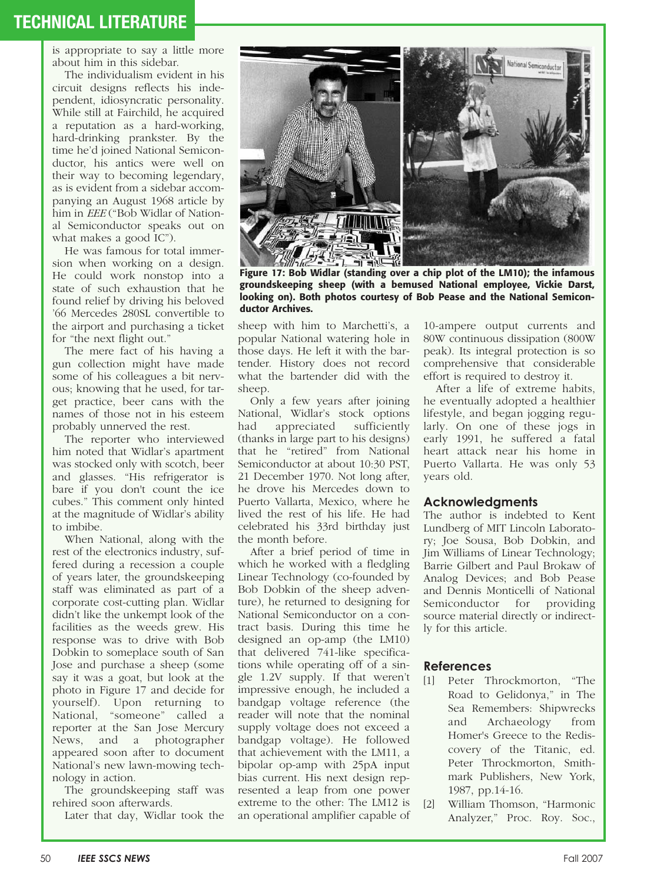is appropriate to say a little more about him in this sidebar.

The individualism evident in his circuit designs reflects his independent, idiosyncratic personality. While still at Fairchild, he acquired a reputation as a hard-working, hard-drinking prankster. By the time he'd joined National Semiconductor, his antics were well on their way to becoming legendary, as is evident from a sidebar accompanying an August 1968 article by him in *EEE* ("Bob Widlar of National Semiconductor speaks out on what makes a good IC").

He was famous for total immersion when working on a design. He could work nonstop into a state of such exhaustion that he found relief by driving his beloved '66 Mercedes 280SL convertible to the airport and purchasing a ticket for "the next flight out."

The mere fact of his having a gun collection might have made some of his colleagues a bit nervous; knowing that he used, for target practice, beer cans with the names of those not in his esteem probably unnerved the rest.

The reporter who interviewed him noted that Widlar's apartment was stocked only with scotch, beer and glasses. "His refrigerator is bare if you don't count the ice cubes." This comment only hinted at the magnitude of Widlar's ability to imbibe.

When National, along with the rest of the electronics industry, suffered during a recession a couple of years later, the groundskeeping staff was eliminated as part of a corporate cost-cutting plan. Widlar didn't like the unkempt look of the facilities as the weeds grew. His response was to drive with Bob Dobkin to someplace south of San Jose and purchase a sheep (some say it was a goat, but look at the photo in Figure 17 and decide for yourself). Upon returning to National, "someone" called a reporter at the San Jose Mercury News, and a photographer appeared soon after to document National's new lawn-mowing technology in action.

The groundskeeping staff was rehired soon afterwards.

Later that day, Widlar took the sheep with him to Marchetti's, a popular National watering hole in those days. He left it with the bartender. History does not record what the bartender did with the sheep.

**Figure 17: Bob Widlar (standing over a chip plot of the LM10); the infamous groundskeeping sheep (with a bemused National employee, Vickie Darst, looking on). Both photos courtesy of Bob Pease and the National Semiconductor Archives.**

Only a few years after joining National, Widlar's stock options had appreciated sufficiently (thanks in large part to his designs) that he "retired" from National Semiconductor at about 10:30 PST, 21 December 1970. Not long after, he drove his Mercedes down to Puerto Vallarta, Mexico, where he lived the rest of his life. He had celebrated his 33rd birthday just the month before.

After a brief period of time in which he worked with a fledgling Linear Technology (co-founded by Bob Dobkin of the sheep adventure), he returned to designing for National Semiconductor on a contract basis. During this time he designed an op-amp (the LM10) that delivered 741-like specifications while operating off of a single 1.2V supply. If that weren't impressive enough, he included a bandgap voltage reference (the reader will note that the nominal supply voltage does not exceed a bandgap voltage). He followed that achievement with the LM11, a bipolar op-amp with 25pA input bias current. His next design represented a leap from one power extreme to the other: The LM12 is an operational amplifier capable of 10-ampere output currents and 80W continuous dissipation (800W peak). Its integral protection is so comprehensive that considerable effort is required to destroy it.

After a life of extreme habits, he eventually adopted a healthier lifestyle, and began jogging regularly. On one of these jogs in early 1991, he suffered a fatal heart attack near his home in Puerto Vallarta. He was only 53 years old.

## Acknowledgments

The author is indebted to Kent Lundberg of MIT Lincoln Laboratory; Joe Sousa, Bob Dobkin, and Jim Williams of Linear Technology; Barrie Gilbert and Paul Brokaw of Analog Devices; and Bob Pease and Dennis Monticelli of National Semiconductor for providing source material directly or indirectly for this article.

## References

[1] Peter Throckmorton, "The Road to Gelidonya," in The Sea Remembers: Shipwrecks and Archaeology from Homer's Greece to the Rediscovery of the Titanic, ed. Peter Throckmorton, Smithmark Publishers, New York, 1987, pp.14-16.

[2] William Thomson, "Harmonic Analyzer," Proc. Roy. Soc.,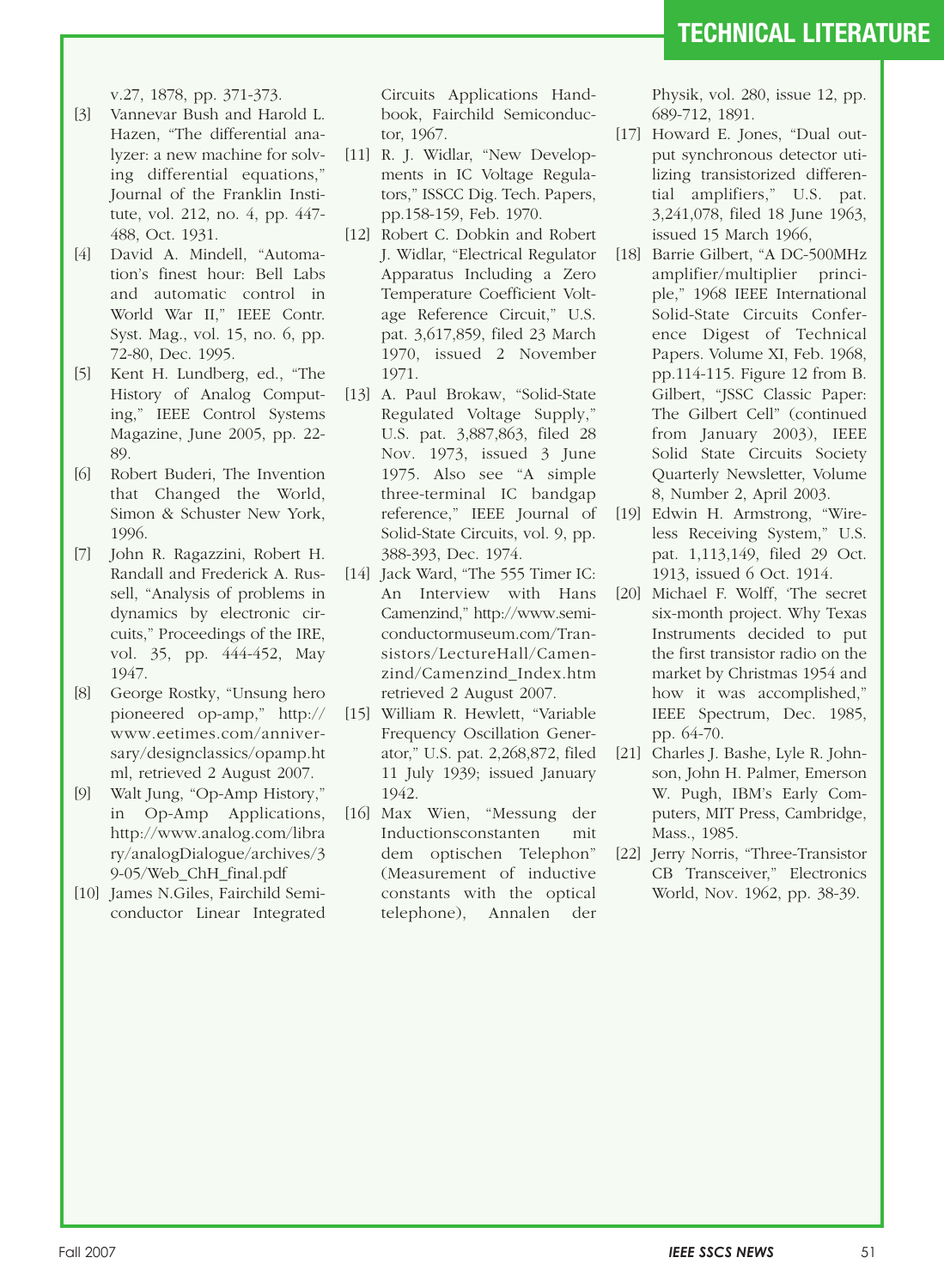v.27, 1878, pp. 371-373.

[3] Vannevar Bush and Harold L. Hazen, "The differential analyzer: a new machine for solving differential equations," Journal of the Franklin Institute, vol. 212, no. 4, pp. 447-488, Oct. 1931.

[4] David A. Mindell, "Automation's finest hour: Bell Labs and automatic control in World War II," IEEE Contr. Syst. Mag., vol. 15, no. 6, pp. 72-80, Dec. 1995.

[5] Kent H. Lundberg, ed., "The History of Analog Computing," IEEE Control Systems Magazine, June 2005, pp. 22-89.

[6] Robert Buderi, The Invention that Changed the World, Simon & Schuster New York, 1996.

[7] John R. Ragazzini, Robert H. Randall and Frederick A. Russell, "Analysis of problems in dynamics by electronic circuits," Proceedings of the IRE, vol. 35, pp. 444-452, May 1947.

[8] George Rostky, "Unsung hero pioneered op-amp," http://www.eetimes.com/anniversary/designclassics/opamp.html, retrieved 2 August 2007.

[9] Walt Jung, "Op-Amp History," in Op-Amp Applications, http://www.analog.com/library/analogDialogue/archives/39-05/Web_ChH_final.pdf

[10] James N.Giles, Fairchild Semiconductor Linear Integrated Circuits Applications Handbook, Fairchild Semiconductor, 1967.

[11] R. J. Widlar, "New Developments in IC Voltage Regulators," ISSCC Dig. Tech. Papers, pp.158-159, Feb. 1970.

[12] Robert C. Dobkin and Robert J. Widlar, "Electrical Regulator Apparatus Including a Zero Temperature Coefficient Voltage Reference Circuit," U.S. pat. 3,617,859, filed 23 March 1970, issued 2 November 1971.

[13] A. Paul Brokaw, "Solid-State Regulated Voltage Supply," U.S. pat. 3,887,863, filed 28 Nov. 1973, issued 3 June 1975. Also see "A simple three-terminal IC bandgap reference," IEEE Journal of Solid-State Circuits, vol. 9, pp. 388-393, Dec. 1974.

[14] Jack Ward, "The 555 Timer IC: An Interview with Hans Camenzind," http://www.semiconductormuseum.com/Transistors/LectureHall/Camenzind/Camenzind_Index.htm retrieved 2 August 2007.

[15] William R. Hewlett, "Variable Frequency Oscillation Generator," U.S. pat. 2,268,872, filed 11 July 1939; issued January 1942.

[16] Max Wien, "Messung der Inductionsconstanten mit dem optischen Telephon" (Measurement of inductive constants with the optical telephone), Annalen der Physik, vol. 280, issue 12, pp. 689-712, 1891.

[17] Howard E. Jones, "Dual output synchronous detector utilizing transistorized differential amplifiers," U.S. pat. 3,241,078, filed 18 June 1963, issued 15 March 1966,

[18] Barrie Gilbert, "A DC-500MHz amplifier/multiplier principle," 1968 IEEE International Solid-State Circuits Conference Digest of Technical Papers. Volume XI, Feb. 1968, pp.114-115. Figure 12 from B. Gilbert, "JSSC Classic Paper: The Gilbert Cell" (continued from January 2003), IEEE Solid State Circuits Society Quarterly Newsletter, Volume 8, Number 2, April 2003.

[19] Edwin H. Armstrong, "Wireless Receiving System," U.S. pat. 1,113,149, filed 29 Oct. 1913, issued 6 Oct. 1914.

[20] Michael F. Wolff, 'The secret six-month project. Why Texas Instruments decided to put the first transistor radio on the market by Christmas 1954 and how it was accomplished," IEEE Spectrum, Dec. 1985, pp. 64-70.

[21] Charles J. Bashe, Lyle R. Johnson, John H. Palmer, Emerson W. Pugh, IBM's Early Computers, MIT Press, Cambridge, Mass., 1985.

[22] Jerry Norris, "Three-Transistor CB Transceiver," Electronics World, Nov. 1962, pp. 38-39.